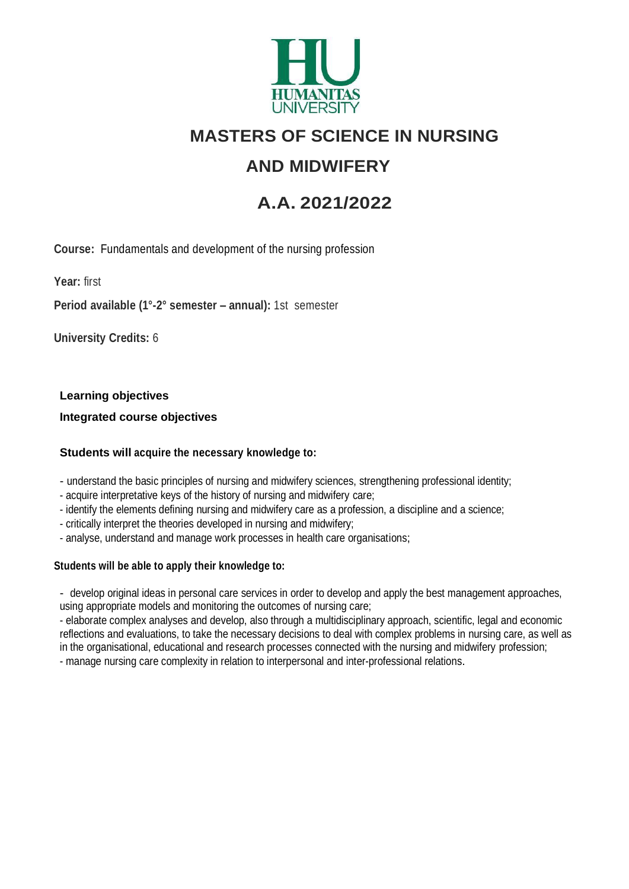HUMANITAS UNIVERSITY

# MASTERS OF SCIENCE IN NURSING AND MIDWIFERY

# A.A. 2021/2022

**Course:** Fundamentals and development of the nursing profession

**Year:** first

**Period available (1°-2° semester – annual):** 1st semester

**University Credits:** 6

## Learning objectives

### Integrated course objectives

**Students will acquire the necessary knowledge to:**

- understand the basic principles of nursing and midwifery sciences, strengthening professional identity;
- acquire interpretative keys of the history of nursing and midwifery care;
- identify the elements defining nursing and midwifery care as a profession, a discipline and a science;
- critically interpret the theories developed in nursing and midwifery;
- analyse, understand and manage work processes in health care organisations;

**Students will be able to apply their knowledge to:**

- develop original ideas in personal care services in order to develop and apply the best management approaches, using appropriate models and monitoring the outcomes of nursing care;
- elaborate complex analyses and develop, also through a multidisciplinary approach, scientific, legal and economic reflections and evaluations, to take the necessary decisions to deal with complex problems in nursing care, as well as in the organisational, educational and research processes connected with the nursing and midwifery profession;
- manage nursing care complexity in relation to interpersonal and inter-professional relations.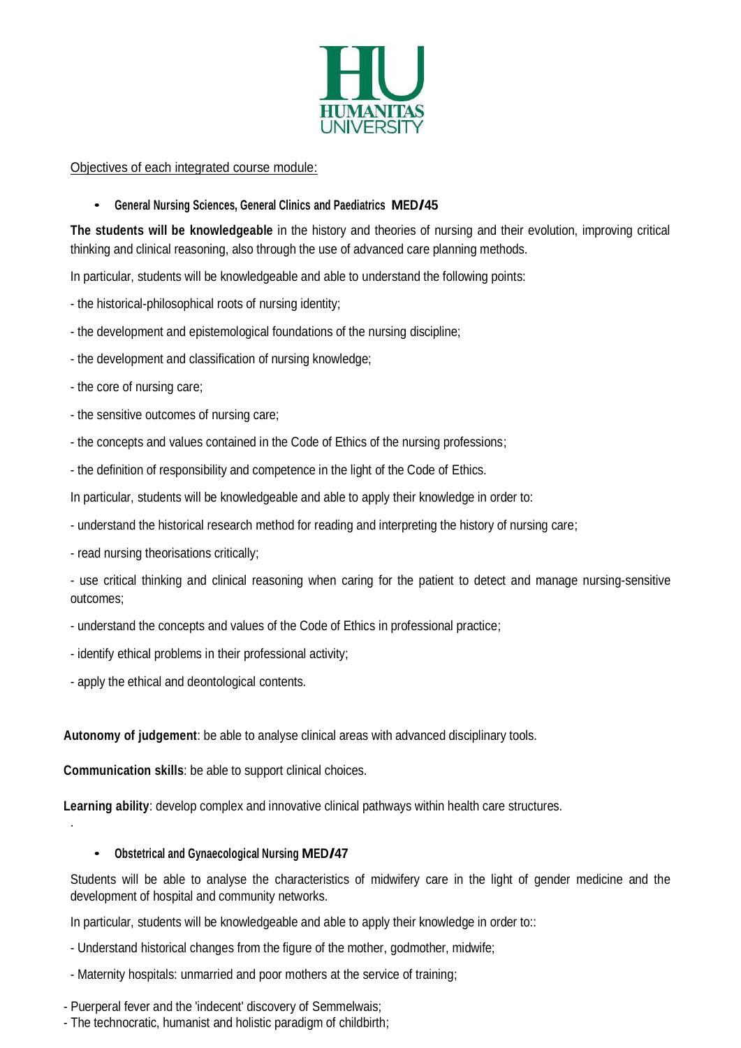Objectives of each integrated course module:

- **General Nursing Sciences, General Clinics and Paediatrics MED/45**

**The students will be knowledgeable** in the history and theories of nursing and their evolution, improving critical thinking and clinical reasoning, also through the use of advanced care planning methods.

In particular, students will be knowledgeable and able to understand the following points:

- the historical-philosophical roots of nursing identity;
- the development and epistemological foundations of the nursing discipline;
- the development and classification of nursing knowledge;
- the core of nursing care;
- the sensitive outcomes of nursing care;
- the concepts and values contained in the Code of Ethics of the nursing professions;
- the definition of responsibility and competence in the light of the Code of Ethics.

In particular, students will be knowledgeable and able to apply their knowledge in order to:

- understand the historical research method for reading and interpreting the history of nursing care;
- read nursing theorisations critically;
- use critical thinking and clinical reasoning when caring for the patient to detect and manage nursing-sensitive outcomes;
- understand the concepts and values of the Code of Ethics in professional practice;
- identify ethical problems in their professional activity;
- apply the ethical and deontological contents.

**Autonomy of judgement**: be able to analyse clinical areas with advanced disciplinary tools.

**Communication skills**: be able to support clinical choices.

**Learning ability**: develop complex and innovative clinical pathways within health care structures.

.

- **Obstetrical and Gynaecological Nursing MED/47**

Students will be able to analyse the characteristics of midwifery care in the light of gender medicine and the development of hospital and community networks.

In particular, students will be knowledgeable and able to apply their knowledge in order to::

- Understand historical changes from the figure of the mother, godmother, midwife;
- Maternity hospitals: unmarried and poor mothers at the service of training;
- Puerperal fever and the 'indecent' discovery of Semmelwais;
- The technocratic, humanist and holistic paradigm of childbirth;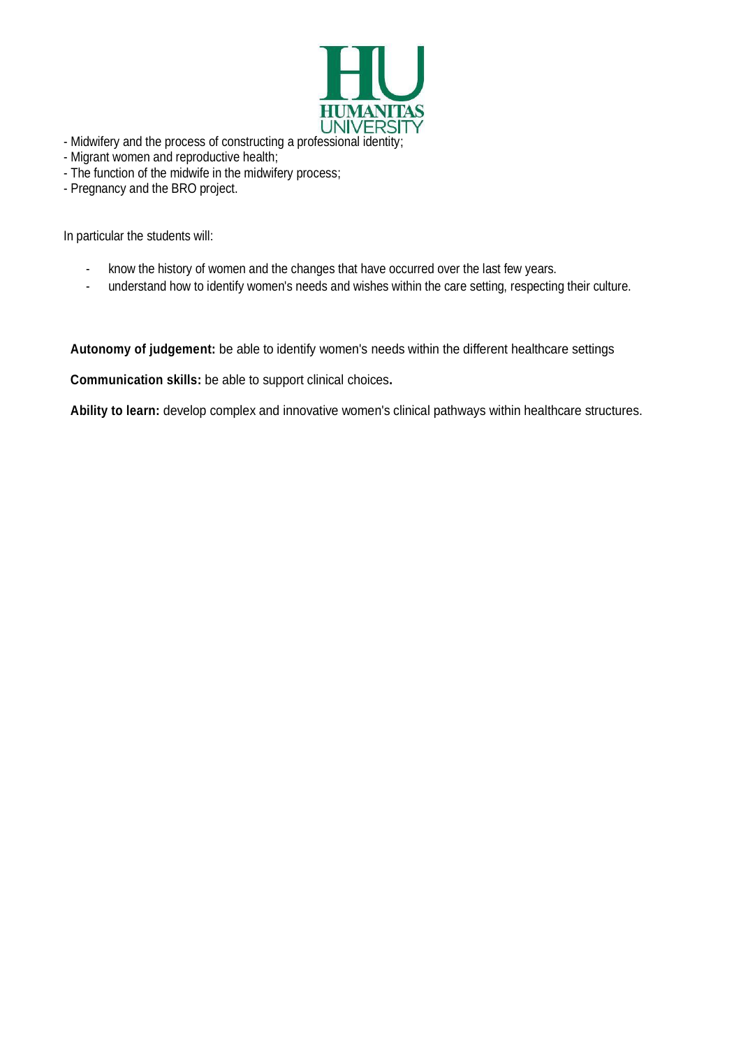- Midwifery and the process of constructing a professional identity;
- Migrant women and reproductive health;
- The function of the midwife in the midwifery process;
- Pregnancy and the BRO project.

In particular the students will:

- know the history of women and the changes that have occurred over the last few years.
- understand how to identify women's needs and wishes within the care setting, respecting their culture.

**Autonomy of judgement:** be able to identify women's needs within the different healthcare settings

**Communication skills:** be able to support clinical choices**.**

**Ability to learn:** develop complex and innovative women's clinical pathways within healthcare structures.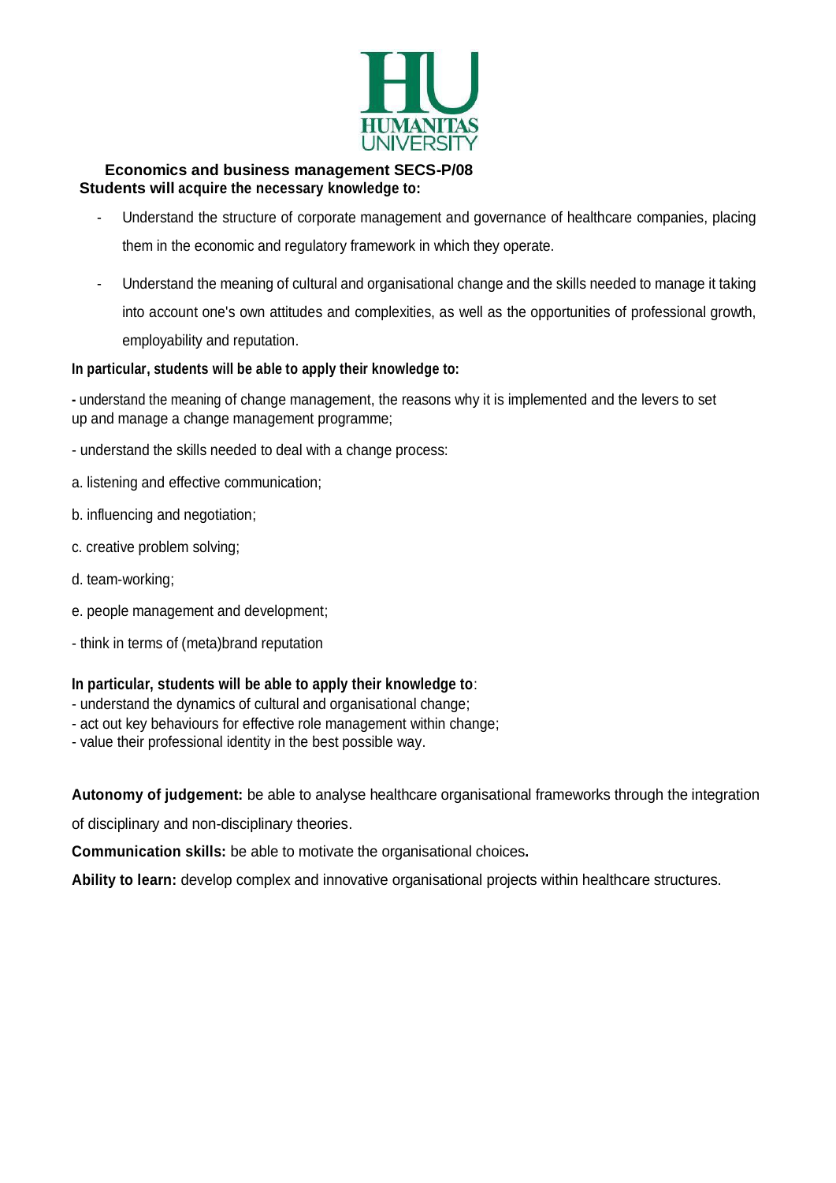**Economics and business management SECS-P/08**

**Students will acquire the necessary knowledge to:**

- Understand the structure of corporate management and governance of healthcare companies, placing them in the economic and regulatory framework in which they operate.
- Understand the meaning of cultural and organisational change and the skills needed to manage it taking into account one's own attitudes and complexities, as well as the opportunities of professional growth, employability and reputation.

**In particular, students will be able to apply their knowledge to:**

- understand the meaning of change management, the reasons why it is implemented and the levers to set up and manage a change management programme;
- understand the skills needed to deal with a change process:

a. listening and effective communication;

b. influencing and negotiation;

c. creative problem solving;

d. team-working;

e. people management and development;

- think in terms of (meta)brand reputation

**In particular, students will be able to apply their knowledge to**:

- understand the dynamics of cultural and organisational change;
- act out key behaviours for effective role management within change;
- value their professional identity in the best possible way.

**Autonomy of judgement:** be able to analyse healthcare organisational frameworks through the integration of disciplinary and non-disciplinary theories.

**Communication skills:** be able to motivate the organisational choices**.**

**Ability to learn:** develop complex and innovative organisational projects within healthcare structures.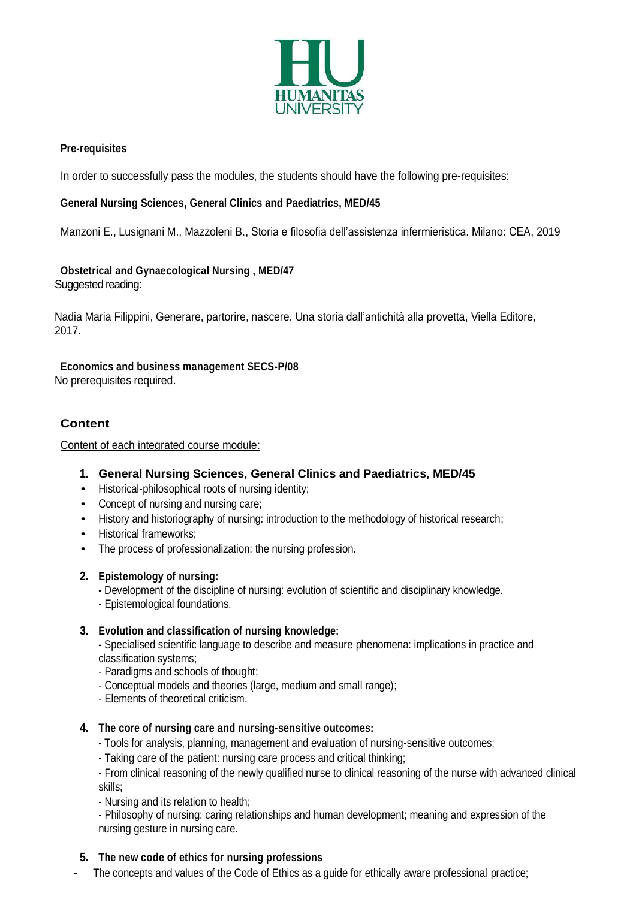**Pre-requisites**

In order to successfully pass the modules, the students should have the following pre-requisites:

**General Nursing Sciences, General Clinics and Paediatrics, MED/45**

Manzoni E., Lusignani M., Mazzoleni B., Storia e filosofia dell'assistenza infermieristica. Milano: CEA, 2019

**Obstetrical and Gynaecological Nursing , MED/47**

Suggested reading:

Nadia Maria Filippini, Generare, partorire, nascere. Una storia dall'antichità alla provetta, Viella Editore, 2017.

**Economics and business management SECS-P/08**

No prerequisites required.

## Content

Content of each integrated course module:

1. **General Nursing Sciences, General Clinics and Paediatrics, MED/45**
   - Historical-philosophical roots of nursing identity;
   - Concept of nursing and nursing care;
   - History and historiography of nursing: introduction to the methodology of historical research;
   - Historical frameworks;
   - The process of professionalization: the nursing profession.

2. **Epistemology of nursing:**
   - Development of the discipline of nursing: evolution of scientific and disciplinary knowledge.
   - Epistemological foundations.

3. **Evolution and classification of nursing knowledge:**
   - Specialised scientific language to describe and measure phenomena: implications in practice and classification systems;
   - Paradigms and schools of thought;
   - Conceptual models and theories (large, medium and small range);
   - Elements of theoretical criticism.

4. **The core of nursing care and nursing-sensitive outcomes:**
   - Tools for analysis, planning, management and evaluation of nursing-sensitive outcomes;
   - Taking care of the patient: nursing care process and critical thinking;
   - From clinical reasoning of the newly qualified nurse to clinical reasoning of the nurse with advanced clinical skills;
   - Nursing and its relation to health;
   - Philosophy of nursing: caring relationships and human development; meaning and expression of the nursing gesture in nursing care.

5. **The new code of ethics for nursing professions**

- The concepts and values of the Code of Ethics as a guide for ethically aware professional practice;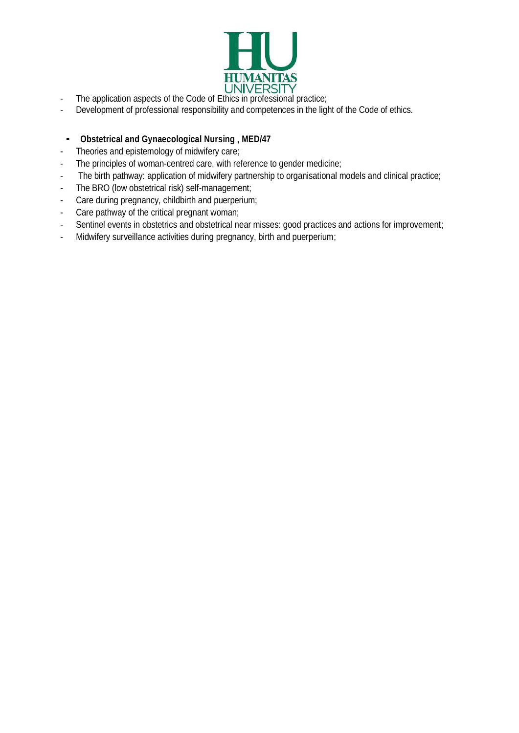- The application aspects of the Code of Ethics in professional practice;
- Development of professional responsibility and competences in the light of the Code of ethics.

- **Obstetrical and Gynaecological Nursing , MED/47**

- Theories and epistemology of midwifery care;
- The principles of woman-centred care, with reference to gender medicine;
- The birth pathway: application of midwifery partnership to organisational models and clinical practice;
- The BRO (low obstetrical risk) self-management;
- Care during pregnancy, childbirth and puerperium;
- Care pathway of the critical pregnant woman;
- Sentinel events in obstetrics and obstetrical near misses: good practices and actions for improvement;
- Midwifery surveillance activities during pregnancy, birth and puerperium;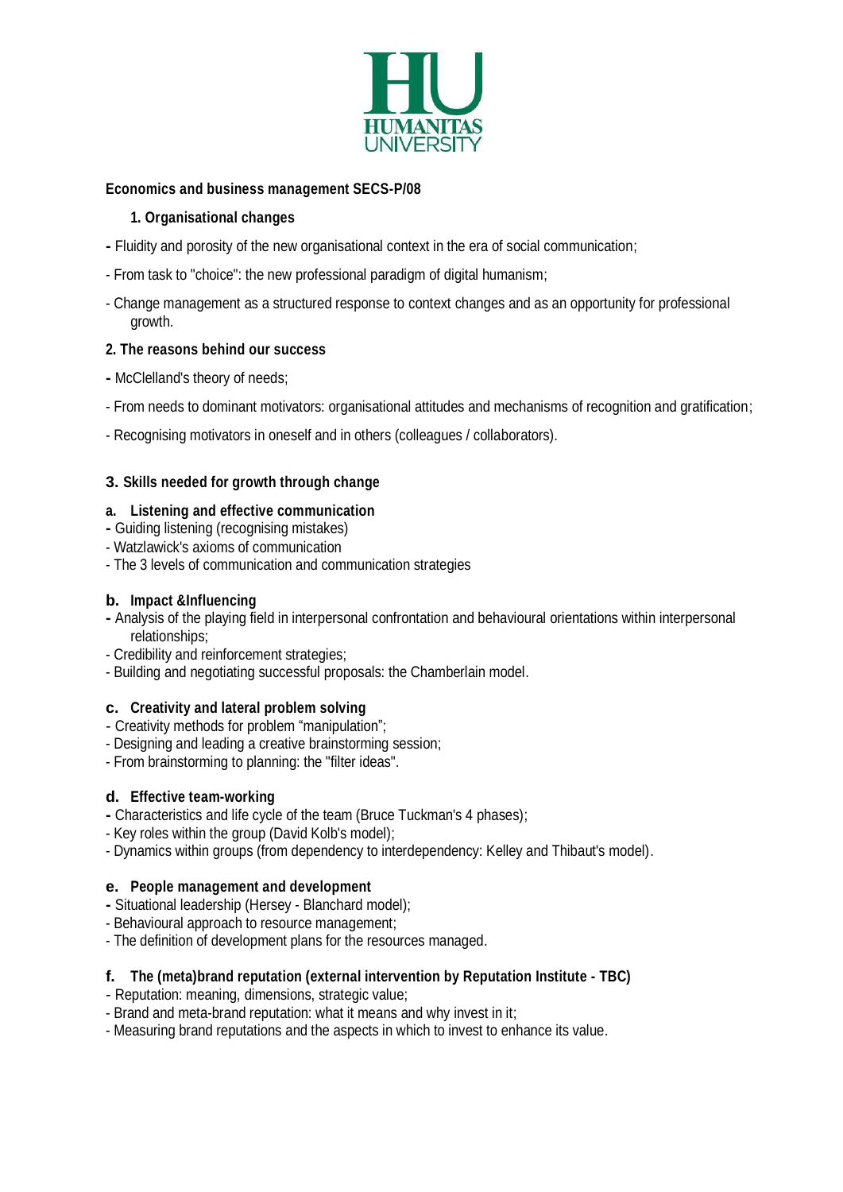**Economics and business management SECS-P/08**

## 1. Organisational changes

- Fluidity and porosity of the new organisational context in the era of social communication;
- From task to "choice": the new professional paradigm of digital humanism;
- Change management as a structured response to context changes and as an opportunity for professional growth.

## 2. The reasons behind our success

- McClelland's theory of needs;
- From needs to dominant motivators: organisational attitudes and mechanisms of recognition and gratification;
- Recognising motivators in oneself and in others (colleagues / collaborators).

## 3. Skills needed for growth through change

### a. Listening and effective communication

- Guiding listening (recognising mistakes)
- Watzlawick's axioms of communication
- The 3 levels of communication and communication strategies

### b. Impact &Influencing

- Analysis of the playing field in interpersonal confrontation and behavioural orientations within interpersonal relationships;
- Credibility and reinforcement strategies;
- Building and negotiating successful proposals: the Chamberlain model.

### c. Creativity and lateral problem solving

- Creativity methods for problem “manipulation”;
- Designing and leading a creative brainstorming session;
- From brainstorming to planning: the "filter ideas".

### d. Effective team-working

- Characteristics and life cycle of the team (Bruce Tuckman's 4 phases);
- Key roles within the group (David Kolb's model);
- Dynamics within groups (from dependency to interdependency: Kelley and Thibaut's model).

### e. People management and development

- Situational leadership (Hersey - Blanchard model);
- Behavioural approach to resource management;
- The definition of development plans for the resources managed.

### f. The (meta)brand reputation (external intervention by Reputation Institute - TBC)

- Reputation: meaning, dimensions, strategic value;
- Brand and meta-brand reputation: what it means and why invest in it;
- Measuring brand reputations and the aspects in which to invest to enhance its value.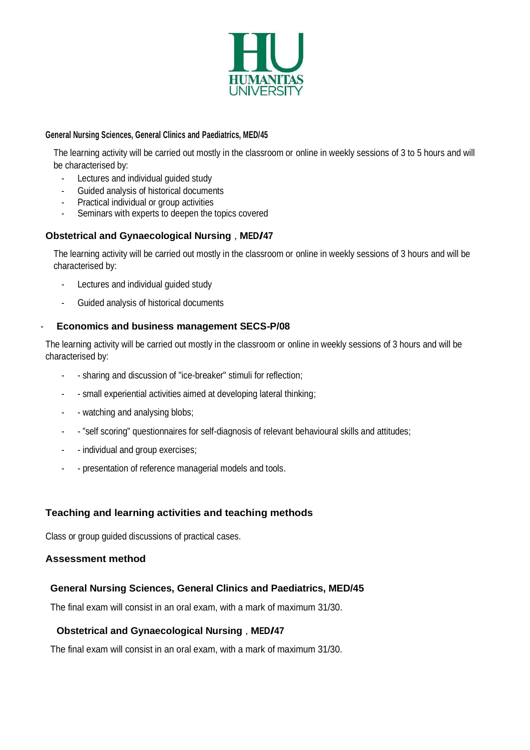**General Nursing Sciences, General Clinics and Paediatrics, MED/45**

The learning activity will be carried out mostly in the classroom or online in weekly sessions of 3 to 5 hours and will be characterised by:

- Lectures and individual guided study
- Guided analysis of historical documents
- Practical individual or group activities
- Seminars with experts to deepen the topics covered

**Obstetrical and Gynaecological Nursing , MED/47**

The learning activity will be carried out mostly in the classroom or online in weekly sessions of 3 hours and will be characterised by:

- Lectures and individual guided study
- Guided analysis of historical documents

- **Economics and business management SECS-P/08**

The learning activity will be carried out mostly in the classroom or online in weekly sessions of 3 hours and will be characterised by:

- - sharing and discussion of "ice-breaker" stimuli for reflection;
- - small experiential activities aimed at developing lateral thinking;
- - watching and analysing blobs;
- - "self scoring" questionnaires for self-diagnosis of relevant behavioural skills and attitudes;
- - individual and group exercises;
- - presentation of reference managerial models and tools.

## Teaching and learning activities and teaching methods

Class or group guided discussions of practical cases.

## Assessment method

**General Nursing Sciences, General Clinics and Paediatrics, MED/45**

The final exam will consist in an oral exam, with a mark of maximum 31/30.

**Obstetrical and Gynaecological Nursing , MED/47**

The final exam will consist in an oral exam, with a mark of maximum 31/30.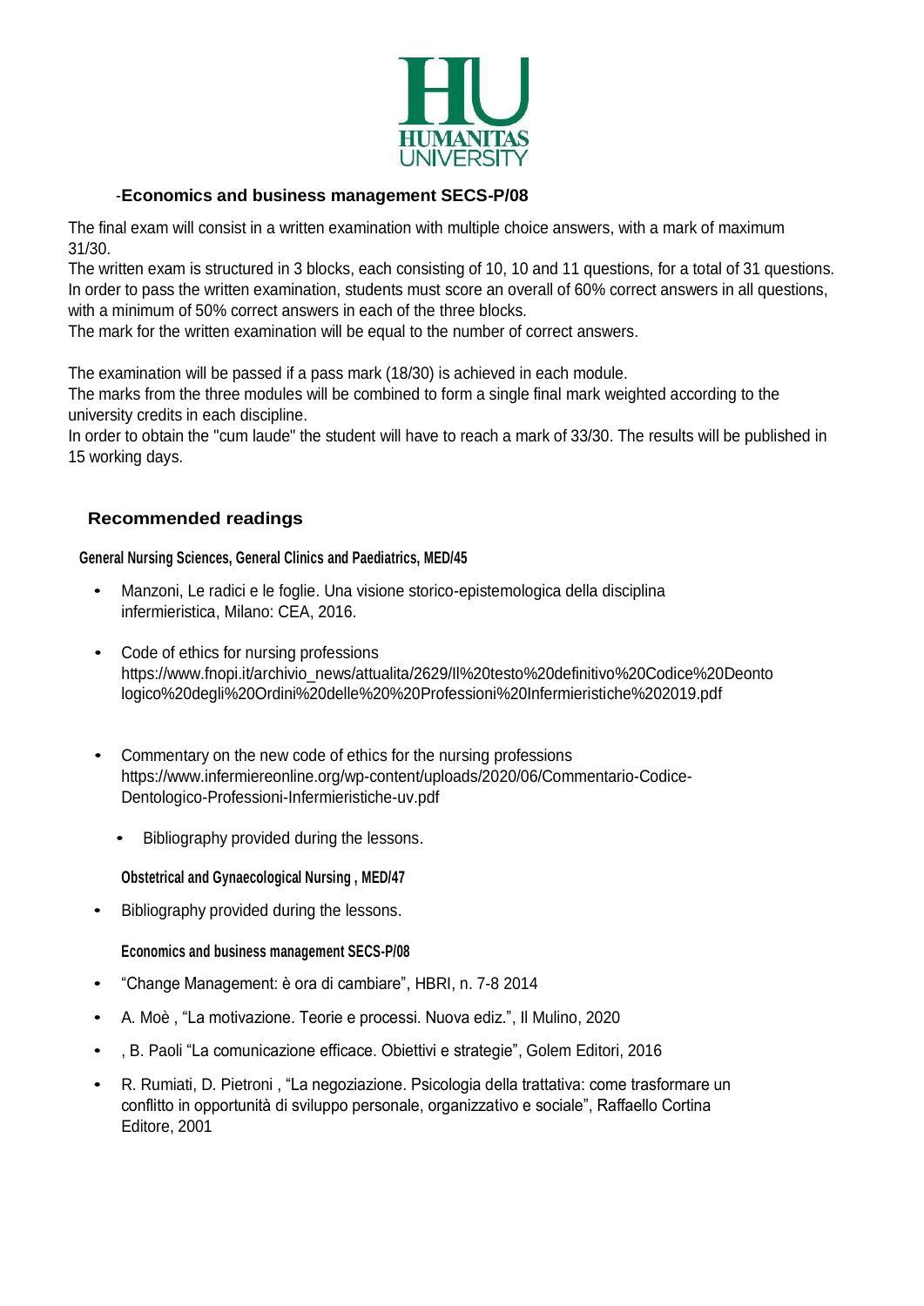## -Economics and business management SECS-P/08

The final exam will consist in a written examination with multiple choice answers, with a mark of maximum 31/30.

The written exam is structured in 3 blocks, each consisting of 10, 10 and 11 questions, for a total of 31 questions. In order to pass the written examination, students must score an overall of 60% correct answers in all questions, with a minimum of 50% correct answers in each of the three blocks.

The mark for the written examination will be equal to the number of correct answers.

The examination will be passed if a pass mark (18/30) is achieved in each module.

The marks from the three modules will be combined to form a single final mark weighted according to the university credits in each discipline.

In order to obtain the "cum laude" the student will have to reach a mark of 33/30. The results will be published in 15 working days.

## Recommended readings

**General Nursing Sciences, General Clinics and Paediatrics, MED/45**

- Manzoni, Le radici e le foglie. Una visione storico-epistemologica della disciplina infermieristica, Milano: CEA, 2016.
- Code of ethics for nursing professions https://www.fnopi.it/archivio_news/attualita/2629/Il%20testo%20definitivo%20Codice%20Deontologico%20degli%20Ordini%20delle%20%20Professioni%20Infermieristiche%202019.pdf
- Commentary on the new code of ethics for the nursing professions https://www.infermiereonline.org/wp-content/uploads/2020/06/Commentario-Codice-Dentologico-Professioni-Infermieristiche-uv.pdf
  - Bibliography provided during the lessons.

**Obstetrical and Gynaecological Nursing , MED/47**

- Bibliography provided during the lessons.

**Economics and business management SECS-P/08**

- "Change Management: è ora di cambiare", HBRI, n. 7-8 2014
- A. Moè , "La motivazione. Teorie e processi. Nuova ediz.", Il Mulino, 2020
- , B. Paoli "La comunicazione efficace. Obiettivi e strategie", Golem Editori, 2016
- R. Rumiati, D. Pietroni , "La negoziazione. Psicologia della trattativa: come trasformare un conflitto in opportunità di sviluppo personale, organizzativo e sociale", Raffaello Cortina Editore, 2001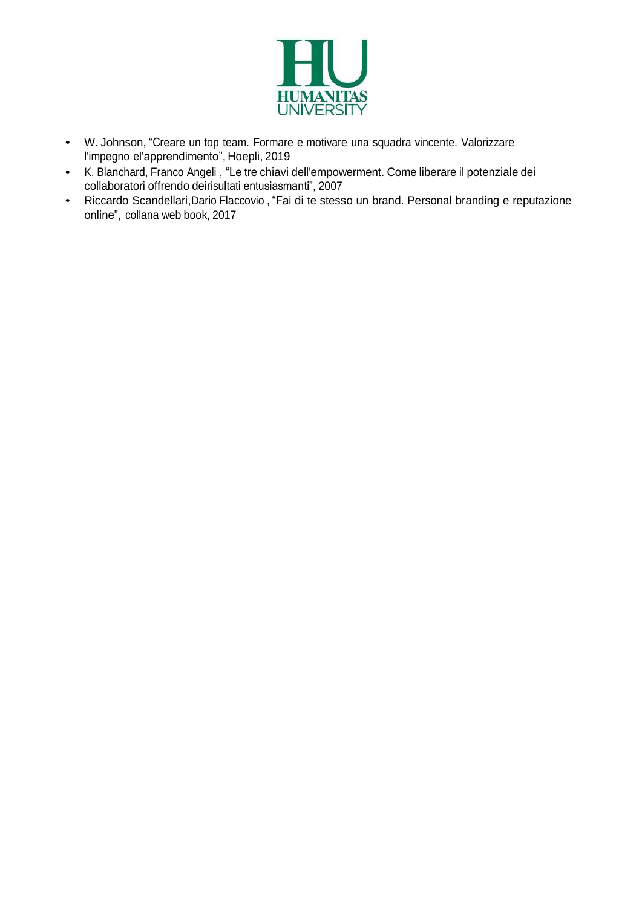- W. Johnson, "Creare un top team. Formare e motivare una squadra vincente. Valorizzare l'impegno el'apprendimento", Hoepli, 2019
- K. Blanchard, Franco Angeli , "Le tre chiavi dell'empowerment. Come liberare il potenziale dei collaboratori offrendo deirisultati entusiasmanti", 2007
- Riccardo Scandellari,Dario Flaccovio , "Fai di te stesso un brand. Personal branding e reputazione online", collana web book, 2017